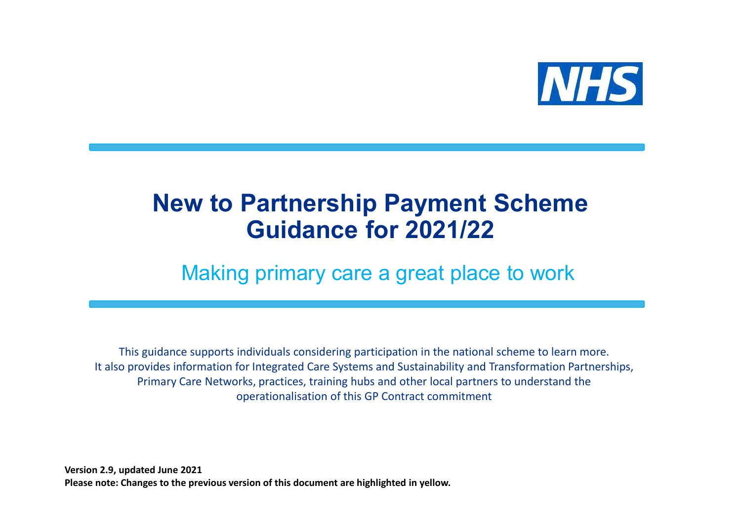NHS

# New to Partnership Payment Scheme Guidance for 2021/22

## Making primary care a great place to work

This guidance supports individuals considering participation in the national scheme to learn more. It also provides information for Integrated Care Systems and Sustainability and Transformation Partnerships, Primary Care Networks, practices, training hubs and other local partners to understand the operationalisation of this GP Contract commitment

**Version 2.9, updated June 2021**
**Please note: Changes to the previous version of this document are highlighted in yellow.**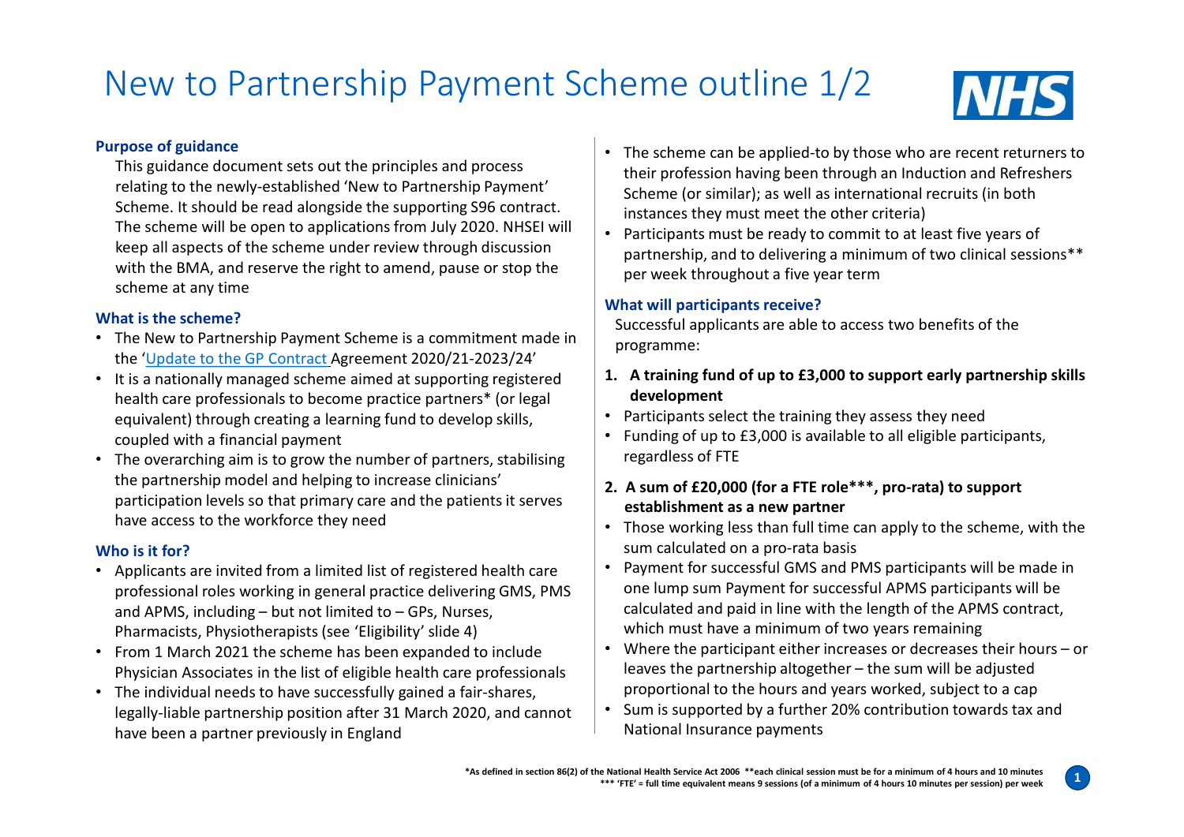# New to Partnership Payment Scheme outline 1/2

### Purpose of guidance

This guidance document sets out the principles and process relating to the newly-established 'New to Partnership Payment' Scheme. It should be read alongside the supporting S96 contract. The scheme will be open to applications from July 2020. NHSEI will keep all aspects of the scheme under review through discussion with the BMA, and reserve the right to amend, pause or stop the scheme at any time

### What is the scheme?

- The New to Partnership Payment Scheme is a commitment made in the 'Update to the GP Contract Agreement 2020/21-2023/24'
- It is a nationally managed scheme aimed at supporting registered health care professionals to become practice partners* (or legal equivalent) through creating a learning fund to develop skills, coupled with a financial payment
- The overarching aim is to grow the number of partners, stabilising the partnership model and helping to increase clinicians' participation levels so that primary care and the patients it serves have access to the workforce they need

### Who is it for?

- Applicants are invited from a limited list of registered health care professional roles working in general practice delivering GMS, PMS and APMS, including – but not limited to – GPs, Nurses, Pharmacists, Physiotherapists (see 'Eligibility' slide 4)
- From 1 March 2021 the scheme has been expanded to include Physician Associates in the list of eligible health care professionals
- The individual needs to have successfully gained a fair-shares, legally-liable partnership position after 31 March 2020, and cannot have been a partner previously in England
- The scheme can be applied-to by those who are recent returners to their profession having been through an Induction and Refreshers Scheme (or similar); as well as international recruits (in both instances they must meet the other criteria)
- Participants must be ready to commit to at least five years of partnership, and to delivering a minimum of two clinical sessions** per week throughout a five year term

### What will participants receive?

Successful applicants are able to access two benefits of the programme:

1. **A training fund of up to £3,000 to support early partnership skills development**

- Participants select the training they assess they need
- Funding of up to £3,000 is available to all eligible participants, regardless of FTE

2. **A sum of £20,000 (for a FTE role***, pro-rata) to support establishment as a new partner**

- Those working less than full time can apply to the scheme, with the sum calculated on a pro-rata basis
- Payment for successful GMS and PMS participants will be made in one lump sum Payment for successful APMS participants will be calculated and paid in line with the length of the APMS contract, which must have a minimum of two years remaining
- Where the participant either increases or decreases their hours – or leaves the partnership altogether – the sum will be adjusted proportional to the hours and years worked, subject to a cap
- Sum is supported by a further 20% contribution towards tax and National Insurance payments

*As defined in section 86(2) of the National Health Service Act 2006 **each clinical session must be for a minimum of 4 hours and 10 minutes
*** 'FTE' = full time equivalent means 9 sessions (of a minimum of 4 hours 10 minutes per session) per week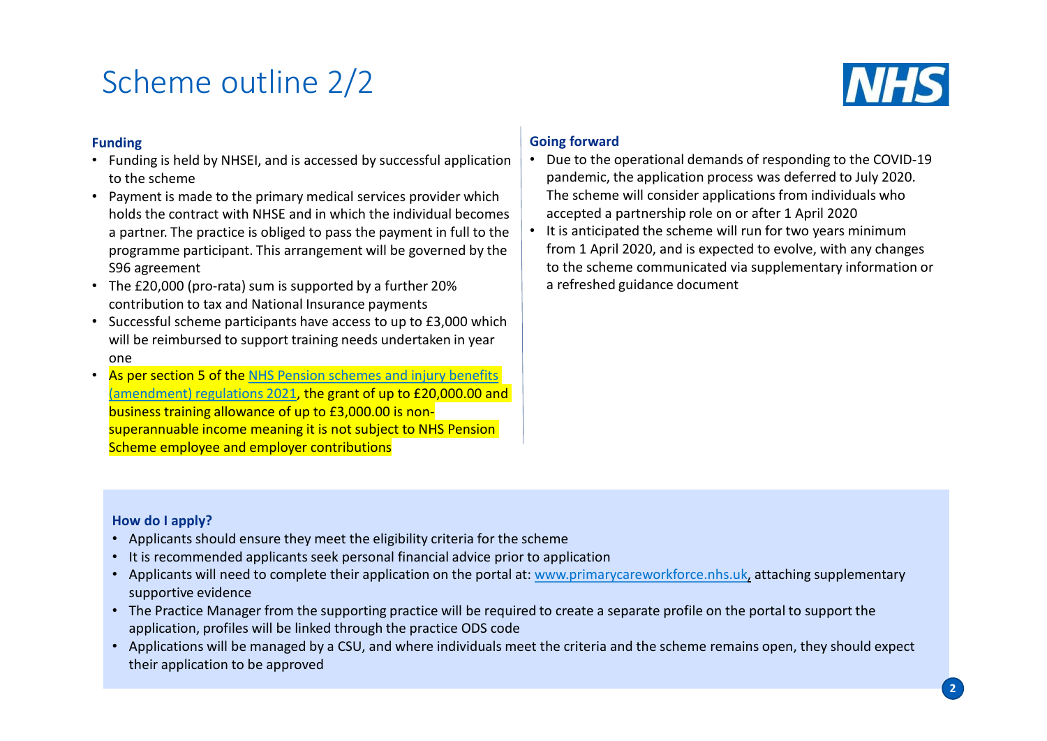# Scheme outline 2/2

### Funding

- Funding is held by NHSEI, and is accessed by successful application to the scheme
- Payment is made to the primary medical services provider which holds the contract with NHSE and in which the individual becomes a partner. The practice is obliged to pass the payment in full to the programme participant. This arrangement will be governed by the S96 agreement
- The £20,000 (pro-rata) sum is supported by a further 20% contribution to tax and National Insurance payments
- Successful scheme participants have access to up to £3,000 which will be reimbursed to support training needs undertaken in year one
- As per section 5 of the [NHS Pension schemes and injury benefits (amendment) regulations 2021](), the grant of up to £20,000.00 and business training allowance of up to £3,000.00 is non-superannuable income meaning it is not subject to NHS Pension Scheme employee and employer contributions

### Going forward

- Due to the operational demands of responding to the COVID-19 pandemic, the application process was deferred to July 2020. The scheme will consider applications from individuals who accepted a partnership role on or after 1 April 2020
- It is anticipated the scheme will run for two years minimum from 1 April 2020, and is expected to evolve, with any changes to the scheme communicated via supplementary information or a refreshed guidance document

### How do I apply?

- Applicants should ensure they meet the eligibility criteria for the scheme
- It is recommended applicants seek personal financial advice prior to application
- Applicants will need to complete their application on the portal at: [www.primarycareworkforce.nhs.uk](http://www.primarycareworkforce.nhs.uk), attaching supplementary supportive evidence
- The Practice Manager from the supporting practice will be required to create a separate profile on the portal to support the application, profiles will be linked through the practice ODS code
- Applications will be managed by a CSU, and where individuals meet the criteria and the scheme remains open, they should expect their application to be approved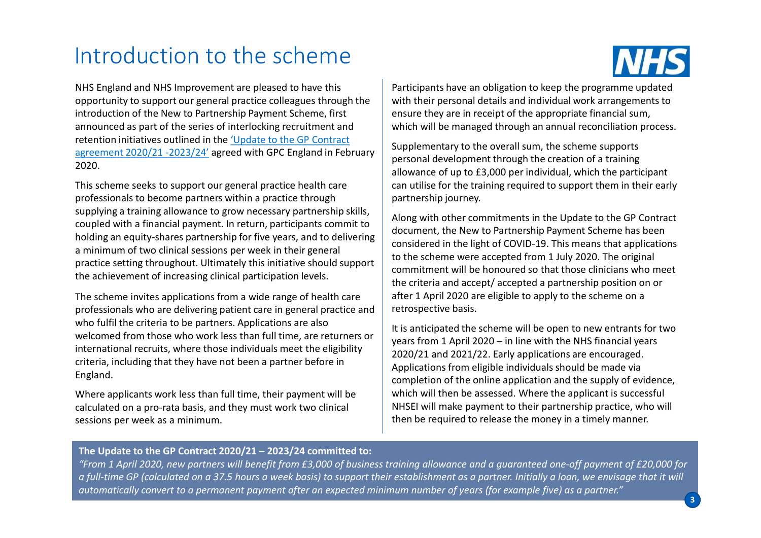# Introduction to the scheme

NHS England and NHS Improvement are pleased to have this opportunity to support our general practice colleagues through the introduction of the New to Partnership Payment Scheme, first announced as part of the series of interlocking recruitment and retention initiatives outlined in the 'Update to the GP Contract agreement 2020/21 -2023/24' agreed with GPC England in February 2020.

This scheme seeks to support our general practice health care professionals to become partners within a practice through supplying a training allowance to grow necessary partnership skills, coupled with a financial payment. In return, participants commit to holding an equity-shares partnership for five years, and to delivering a minimum of two clinical sessions per week in their general practice setting throughout. Ultimately this initiative should support the achievement of increasing clinical participation levels.

The scheme invites applications from a wide range of health care professionals who are delivering patient care in general practice and who fulfil the criteria to be partners. Applications are also welcomed from those who work less than full time, are returners or international recruits, where those individuals meet the eligibility criteria, including that they have not been a partner before in England.

Where applicants work less than full time, their payment will be calculated on a pro-rata basis, and they must work two clinical sessions per week as a minimum.

Participants have an obligation to keep the programme updated with their personal details and individual work arrangements to ensure they are in receipt of the appropriate financial sum, which will be managed through an annual reconciliation process.

Supplementary to the overall sum, the scheme supports personal development through the creation of a training allowance of up to £3,000 per individual, which the participant can utilise for the training required to support them in their early partnership journey.

Along with other commitments in the Update to the GP Contract document, the New to Partnership Payment Scheme has been considered in the light of COVID-19. This means that applications to the scheme were accepted from 1 July 2020. The original commitment will be honoured so that those clinicians who meet the criteria and accept/ accepted a partnership position on or after 1 April 2020 are eligible to apply to the scheme on a retrospective basis.

It is anticipated the scheme will be open to new entrants for two years from 1 April 2020 – in line with the NHS financial years 2020/21 and 2021/22. Early applications are encouraged. Applications from eligible individuals should be made via completion of the online application and the supply of evidence, which will then be assessed. Where the applicant is successful NHSEI will make payment to their partnership practice, who will then be required to release the money in a timely manner.

**The Update to the GP Contract 2020/21 – 2023/24 committed to:**

*"From 1 April 2020, new partners will benefit from £3,000 of business training allowance and a guaranteed one-off payment of £20,000 for a full-time GP (calculated on a 37.5 hours a week basis) to support their establishment as a partner. Initially a loan, we envisage that it will automatically convert to a permanent payment after an expected minimum number of years (for example five) as a partner."*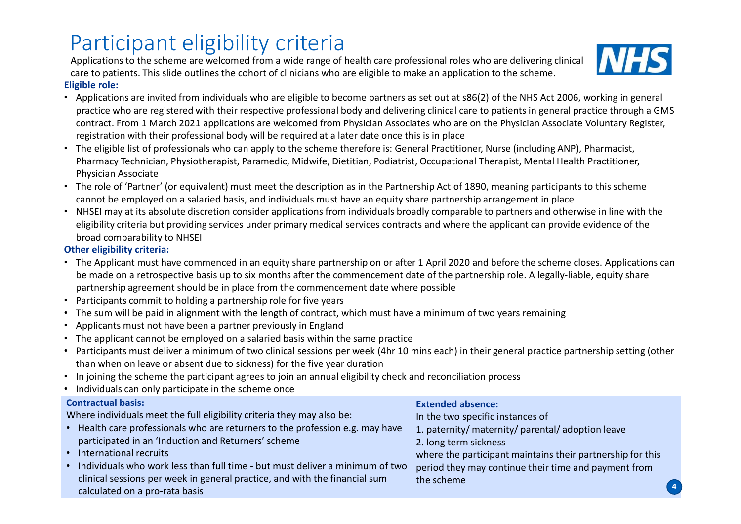# Participant eligibility criteria

Applications to the scheme are welcomed from a wide range of health care professional roles who are delivering clinical care to patients. This slide outlines the cohort of clinicians who are eligible to make an application to the scheme.

**Eligible role:**

- Applications are invited from individuals who are eligible to become partners as set out at s86(2) of the NHS Act 2006, working in general practice who are registered with their respective professional body and delivering clinical care to patients in general practice through a GMS contract. From 1 March 2021 applications are welcomed from Physician Associates who are on the Physician Associate Voluntary Register, registration with their professional body will be required at a later date once this is in place
- The eligible list of professionals who can apply to the scheme therefore is: General Practitioner, Nurse (including ANP), Pharmacist, Pharmacy Technician, Physiotherapist, Paramedic, Midwife, Dietitian, Podiatrist, Occupational Therapist, Mental Health Practitioner, Physician Associate
- The role of 'Partner' (or equivalent) must meet the description as in the Partnership Act of 1890, meaning participants to this scheme cannot be employed on a salaried basis, and individuals must have an equity share partnership arrangement in place
- NHSEI may at its absolute discretion consider applications from individuals broadly comparable to partners and otherwise in line with the eligibility criteria but providing services under primary medical services contracts and where the applicant can provide evidence of the broad comparability to NHSEI

**Other eligibility criteria:**

- The Applicant must have commenced in an equity share partnership on or after 1 April 2020 and before the scheme closes. Applications can be made on a retrospective basis up to six months after the commencement date of the partnership role. A legally-liable, equity share partnership agreement should be in place from the commencement date where possible
- Participants commit to holding a partnership role for five years
- The sum will be paid in alignment with the length of contract, which must have a minimum of two years remaining
- Applicants must not have been a partner previously in England
- The applicant cannot be employed on a salaried basis within the same practice
- Participants must deliver a minimum of two clinical sessions per week (4hr 10 mins each) in their general practice partnership setting (other than when on leave or absent due to sickness) for the five year duration
- In joining the scheme the participant agrees to join an annual eligibility check and reconciliation process
- Individuals can only participate in the scheme once

**Contractual basis:**

Where individuals meet the full eligibility criteria they may also be:

- Health care professionals who are returners to the profession e.g. may have participated in an 'Induction and Returners' scheme
- International recruits
- Individuals who work less than full time - but must deliver a minimum of two clinical sessions per week in general practice, and with the financial sum calculated on a pro-rata basis

**Extended absence:**

In the two specific instances of

1. paternity/ maternity/ parental/ adoption leave
2. long term sickness

where the participant maintains their partnership for this period they may continue their time and payment from the scheme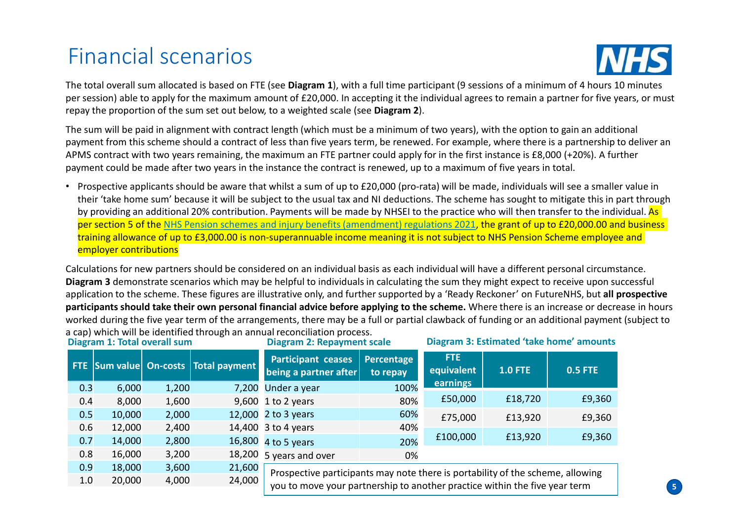# Financial scenarios

The total overall sum allocated is based on FTE (see **Diagram 1**), with a full time participant (9 sessions of a minimum of 4 hours 10 minutes per session) able to apply for the maximum amount of £20,000. In accepting it the individual agrees to remain a partner for five years, or must repay the proportion of the sum set out below, to a weighted scale (see **Diagram 2**).

The sum will be paid in alignment with contract length (which must be a minimum of two years), with the option to gain an additional payment from this scheme should a contract of less than five years term, be renewed. For example, where there is a partnership to deliver an APMS contract with two years remaining, the maximum an FTE partner could apply for in the first instance is £8,000 (+20%). A further payment could be made after two years in the instance the contract is renewed, up to a maximum of five years in total.

- Prospective applicants should be aware that whilst a sum of up to £20,000 (pro-rata) will be made, individuals will see a smaller value in their 'take home sum' because it will be subject to the usual tax and NI deductions. The scheme has sought to mitigate this in part through by providing an additional 20% contribution. Payments will be made by NHSEI to the practice who will then transfer to the individual. As per section 5 of the [NHS Pension schemes and injury benefits (amendment) regulations 2021](), the grant of up to £20,000.00 and business training allowance of up to £3,000.00 is non-superannuable income meaning it is not subject to NHS Pension Scheme employee and employer contributions

Calculations for new partners should be considered on an individual basis as each individual will have a different personal circumstance. **Diagram 3** demonstrate scenarios which may be helpful to individuals in calculating the sum they might expect to receive upon successful application to the scheme. These figures are illustrative only, and further supported by a 'Ready Reckoner' on FutureNHS, but **all prospective participants should take their own personal financial advice before applying to the scheme.** Where there is an increase or decrease in hours worked during the five year term of the arrangements, there may be a full or partial clawback of funding or an additional payment (subject to a cap) which will be identified through an annual reconciliation process.

**Diagram 1: Total overall sum**

| FTE | Sum value | On-costs | Total payment |
|---|---|---|---|
| 0.3 | 6,000 | 1,200 | 7,200 |
| 0.4 | 8,000 | 1,600 | 9,600 |
| 0.5 | 10,000 | 2,000 | 12,000 |
| 0.6 | 12,000 | 2,400 | 14,400 |
| 0.7 | 14,000 | 2,800 | 16,800 |
| 0.8 | 16,000 | 3,200 | 18,200 |
| 0.9 | 18,000 | 3,600 | 21,600 |
| 1.0 | 20,000 | 4,000 | 24,000 |

**Diagram 2: Repayment scale**

| Participant ceases being a partner after | Percentage to repay |
|---|---|
| Under a year | 100% |
| 1 to 2 years | 80% |
| 2 to 3 years | 60% |
| 3 to 4 years | 40% |
| 4 to 5 years | 20% |
| 5 years and over | 0% |

**Diagram 3: Estimated 'take home' amounts**

| FTE equivalent earnings | 1.0 FTE | 0.5 FTE |
|---|---|---|
| £50,000 | £18,720 | £9,360 |
| £75,000 | £13,920 | £9,360 |
| £100,000 | £13,920 | £9,360 |

Prospective participants may note there is portability of the scheme, allowing you to move your partnership to another practice within the five year term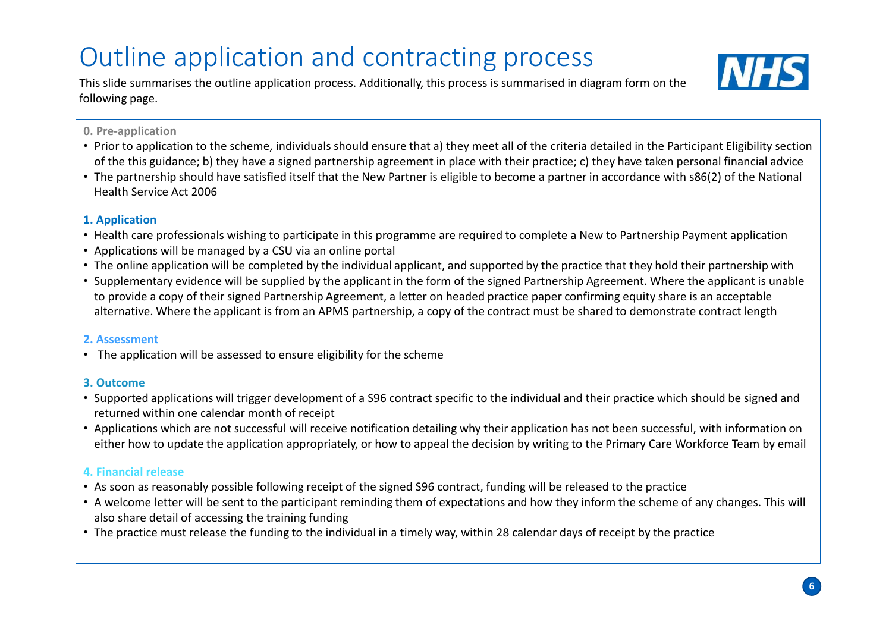# Outline application and contracting process

This slide summarises the outline application process. Additionally, this process is summarised in diagram form on the following page.

**0. Pre-application**

- Prior to application to the scheme, individuals should ensure that a) they meet all of the criteria detailed in the Participant Eligibility section of the this guidance; b) they have a signed partnership agreement in place with their practice; c) they have taken personal financial advice
- The partnership should have satisfied itself that the New Partner is eligible to become a partner in accordance with s86(2) of the National Health Service Act 2006

**1. Application**

- Health care professionals wishing to participate in this programme are required to complete a New to Partnership Payment application
- Applications will be managed by a CSU via an online portal
- The online application will be completed by the individual applicant, and supported by the practice that they hold their partnership with
- Supplementary evidence will be supplied by the applicant in the form of the signed Partnership Agreement. Where the applicant is unable to provide a copy of their signed Partnership Agreement, a letter on headed practice paper confirming equity share is an acceptable alternative. Where the applicant is from an APMS partnership, a copy of the contract must be shared to demonstrate contract length

**2. Assessment**

- The application will be assessed to ensure eligibility for the scheme

**3. Outcome**

- Supported applications will trigger development of a S96 contract specific to the individual and their practice which should be signed and returned within one calendar month of receipt
- Applications which are not successful will receive notification detailing why their application has not been successful, with information on either how to update the application appropriately, or how to appeal the decision by writing to the Primary Care Workforce Team by email

**4. Financial release**

- As soon as reasonably possible following receipt of the signed S96 contract, funding will be released to the practice
- A welcome letter will be sent to the participant reminding them of expectations and how they inform the scheme of any changes. This will also share detail of accessing the training funding
- The practice must release the funding to the individual in a timely way, within 28 calendar days of receipt by the practice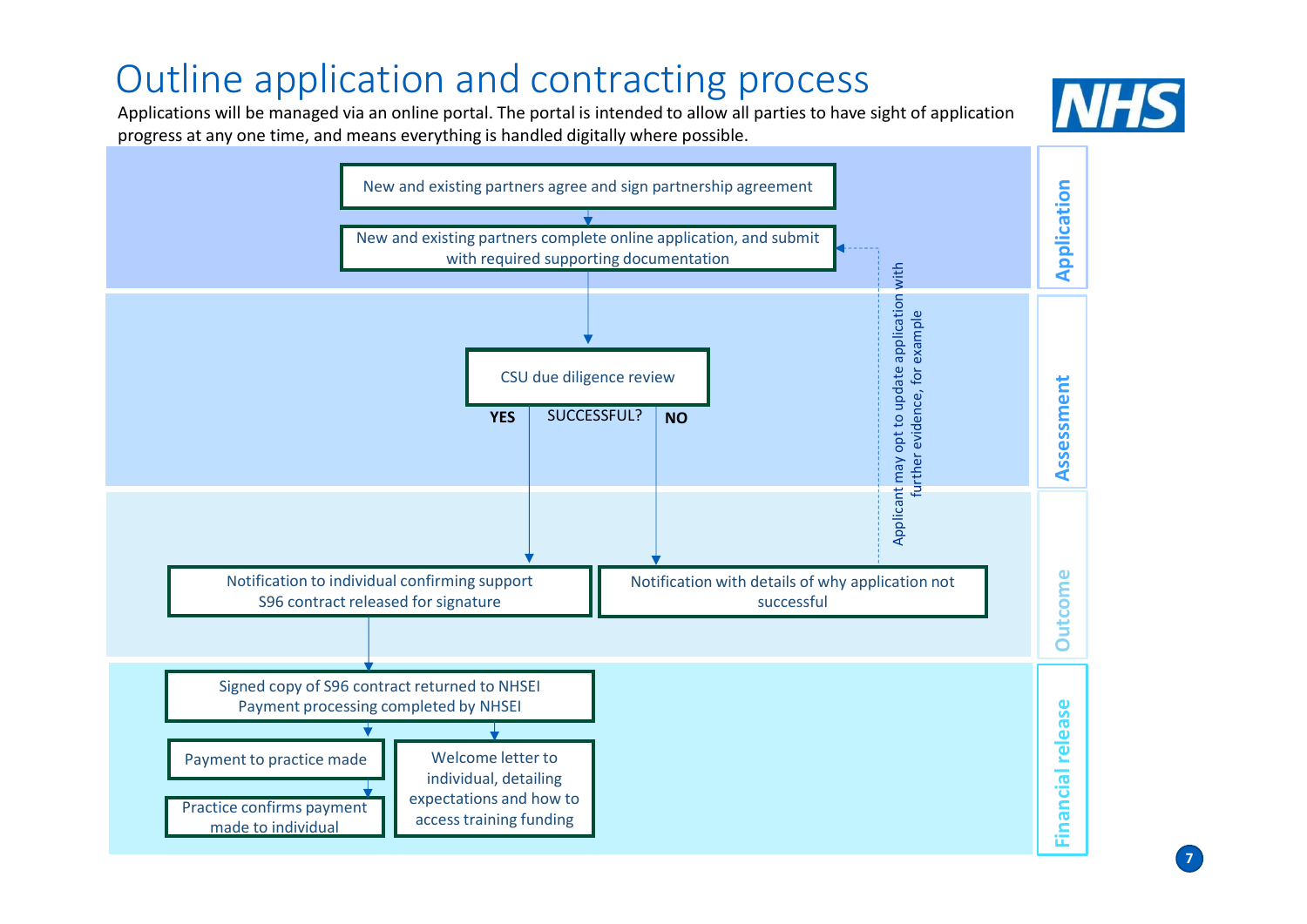# Outline application and contracting process

Applications will be managed via an online portal. The portal is intended to allow all parties to have sight of application progress at any one time, and means everything is handled digitally where possible.

## Application

- New and existing partners agree and sign partnership agreement
- New and existing partners complete online application, and submit with required supporting documentation

## Assessment

- CSU due diligence review
- SUCCESSFUL? **YES** / **NO**

## Outcome

- **YES:** Notification to individual confirming support
  S96 contract released for signature
- **NO:** Notification with details of why application not successful
  - Applicant may opt to update application with further evidence, for example

## Financial release

- Signed copy of S96 contract returned to NHSEI
  Payment processing completed by NHSEI
  - Payment to practice made
    - Practice confirms payment made to individual
  - Welcome letter to individual, detailing expectations and how to access training funding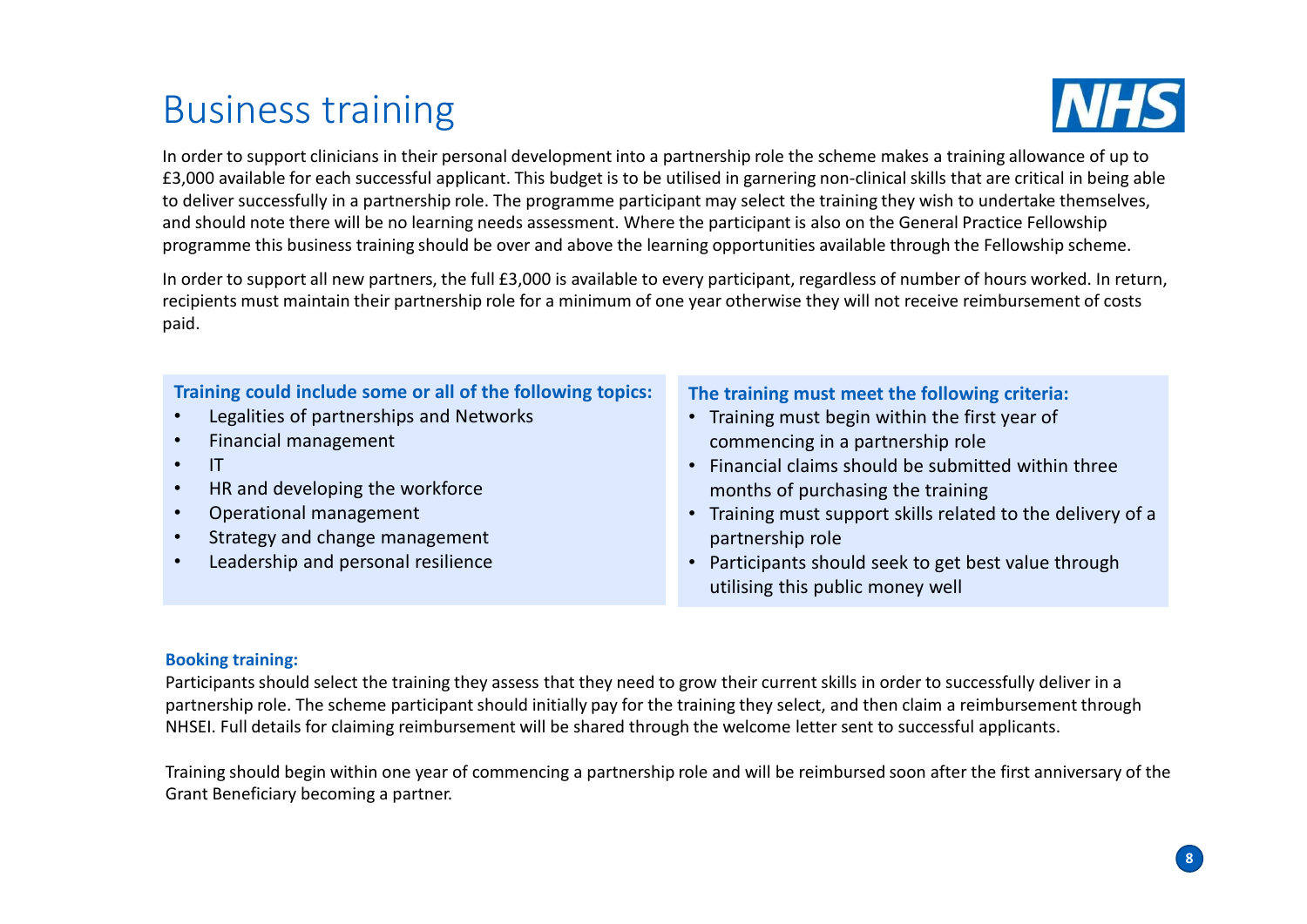# Business training

In order to support clinicians in their personal development into a partnership role the scheme makes a training allowance of up to £3,000 available for each successful applicant. This budget is to be utilised in garnering non-clinical skills that are critical in being able to deliver successfully in a partnership role. The programme participant may select the training they wish to undertake themselves, and should note there will be no learning needs assessment. Where the participant is also on the General Practice Fellowship programme this business training should be over and above the learning opportunities available through the Fellowship scheme.

In order to support all new partners, the full £3,000 is available to every participant, regardless of number of hours worked. In return, recipients must maintain their partnership role for a minimum of one year otherwise they will not receive reimbursement of costs paid.

**Training could include some or all of the following topics:**

- Legalities of partnerships and Networks
- Financial management
- IT
- HR and developing the workforce
- Operational management
- Strategy and change management
- Leadership and personal resilience

**The training must meet the following criteria:**

- Training must begin within the first year of commencing in a partnership role
- Financial claims should be submitted within three months of purchasing the training
- Training must support skills related to the delivery of a partnership role
- Participants should seek to get best value through utilising this public money well

**Booking training:**

Participants should select the training they assess that they need to grow their current skills in order to successfully deliver in a partnership role. The scheme participant should initially pay for the training they select, and then claim a reimbursement through NHSEI. Full details for claiming reimbursement will be shared through the welcome letter sent to successful applicants.

Training should begin within one year of commencing a partnership role and will be reimbursed soon after the first anniversary of the Grant Beneficiary becoming a partner.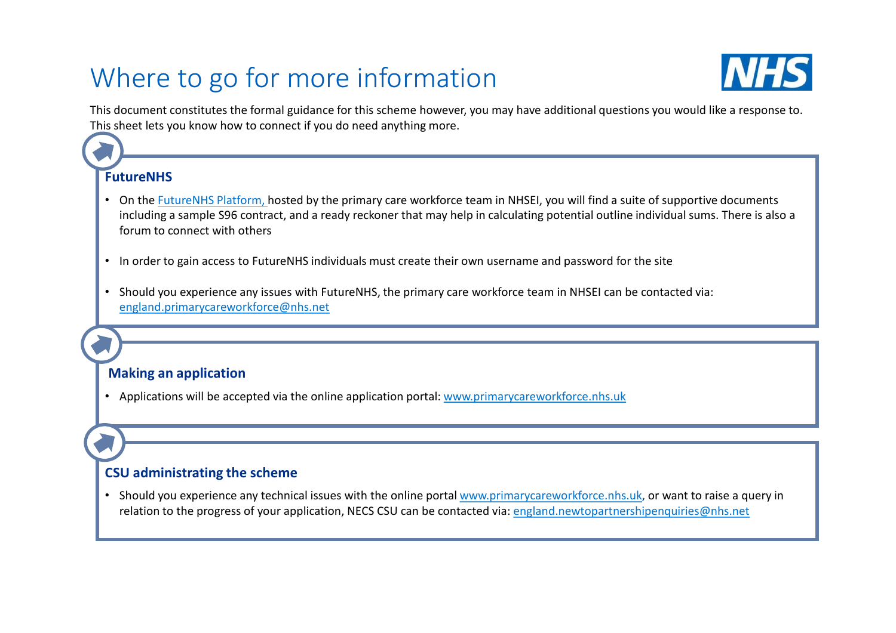# Where to go for more information

This document constitutes the formal guidance for this scheme however, you may have additional questions you would like a response to. This sheet lets you know how to connect if you do need anything more.

## FutureNHS

- On the FutureNHS Platform, hosted by the primary care workforce team in NHSEI, you will find a suite of supportive documents including a sample S96 contract, and a ready reckoner that may help in calculating potential outline individual sums. There is also a forum to connect with others
- In order to gain access to FutureNHS individuals must create their own username and password for the site
- Should you experience any issues with FutureNHS, the primary care workforce team in NHSEI can be contacted via: england.primarycareworkforce@nhs.net

## Making an application

- Applications will be accepted via the online application portal: www.primarycareworkforce.nhs.uk

## CSU administrating the scheme

- Should you experience any technical issues with the online portal www.primarycareworkforce.nhs.uk, or want to raise a query in relation to the progress of your application, NECS CSU can be contacted via: england.newtopartnershipenquiries@nhs.net